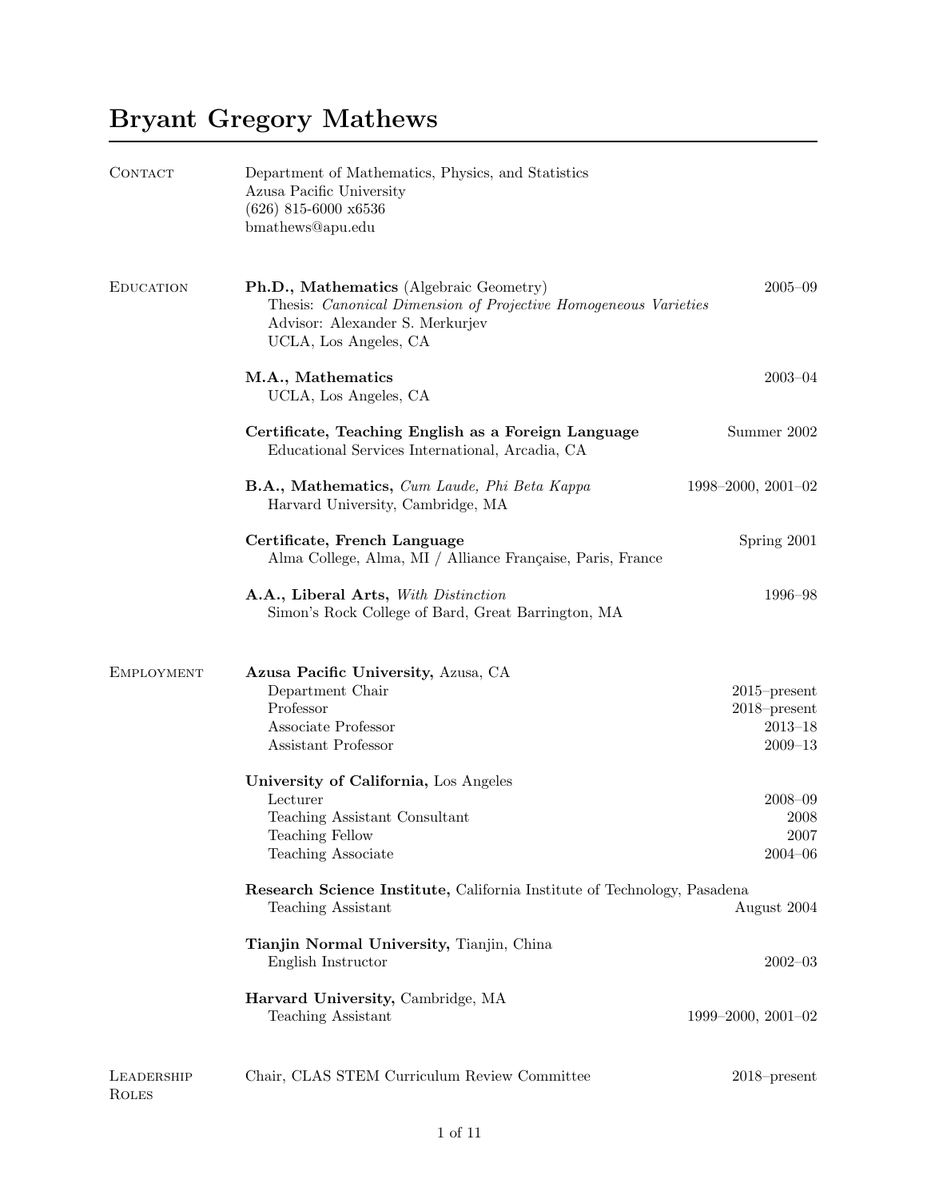# Bryant Gregory Mathews

## Contact

Department of Mathematics, Physics, and Statistics
Azusa Pacific University
(626) 815-6000 x6536
bmathews@apu.edu

## Education

**Ph.D., Mathematics** (Algebraic Geometry) — 2005–09
Thesis: *Canonical Dimension of Projective Homogeneous Varieties*
Advisor: Alexander S. Merkurjev
UCLA, Los Angeles, CA

**M.A., Mathematics** — 2003–04
UCLA, Los Angeles, CA

**Certificate, Teaching English as a Foreign Language** — Summer 2002
Educational Services International, Arcadia, CA

**B.A., Mathematics,** *Cum Laude, Phi Beta Kappa* — 1998–2000, 2001–02
Harvard University, Cambridge, MA

**Certificate, French Language** — Spring 2001
Alma College, Alma, MI / Alliance Française, Paris, France

**A.A., Liberal Arts,** *With Distinction* — 1996–98
Simon's Rock College of Bard, Great Barrington, MA

## Employment

**Azusa Pacific University,** Azusa, CA
- Department Chair — 2015–present
- Professor — 2018–present
- Associate Professor — 2013–18
- Assistant Professor — 2009–13

**University of California,** Los Angeles
- Lecturer — 2008–09
- Teaching Assistant Consultant — 2008
- Teaching Fellow — 2007
- Teaching Associate — 2004–06

**Research Science Institute,** California Institute of Technology, Pasadena
- Teaching Assistant — August 2004

**Tianjin Normal University,** Tianjin, China
- English Instructor — 2002–03

**Harvard University,** Cambridge, MA
- Teaching Assistant — 1999–2000, 2001–02

## Leadership Roles

Chair, CLAS STEM Curriculum Review Committee — 2018–present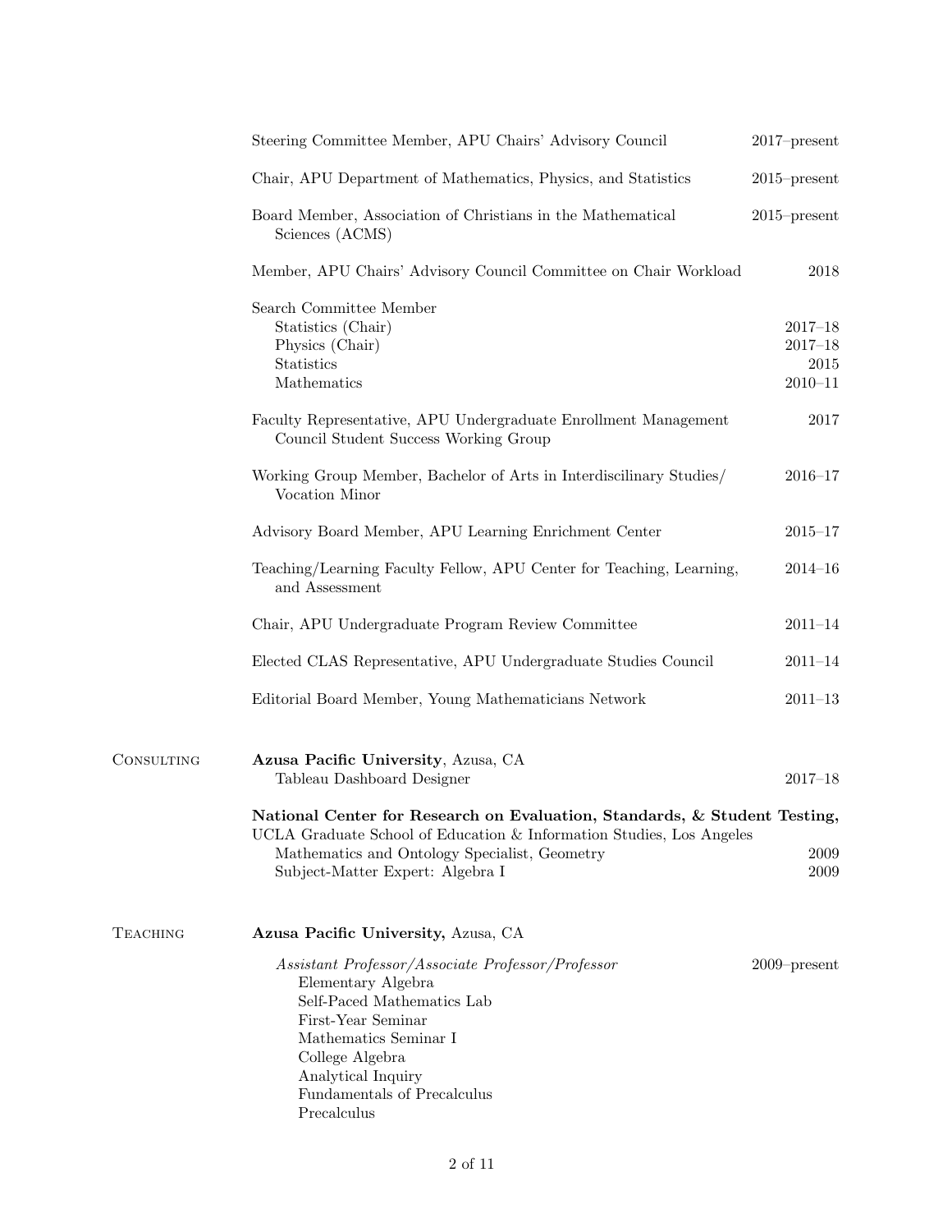Steering Committee Member, APU Chairs' Advisory Council — 2017–present

Chair, APU Department of Mathematics, Physics, and Statistics — 2015–present

Board Member, Association of Christians in the Mathematical Sciences (ACMS) — 2015–present

Member, APU Chairs' Advisory Council Committee on Chair Workload — 2018

Search Committee Member
- Statistics (Chair) — 2017–18
- Physics (Chair) — 2017–18
- Statistics — 2015
- Mathematics — 2010–11

Faculty Representative, APU Undergraduate Enrollment Management Council Student Success Working Group — 2017

Working Group Member, Bachelor of Arts in Interdiscilinary Studies/ Vocation Minor — 2016–17

Advisory Board Member, APU Learning Enrichment Center — 2015–17

Teaching/Learning Faculty Fellow, APU Center for Teaching, Learning, and Assessment — 2014–16

Chair, APU Undergraduate Program Review Committee — 2011–14

Elected CLAS Representative, APU Undergraduate Studies Council — 2011–14

Editorial Board Member, Young Mathematicians Network — 2011–13

## Consulting

**Azusa Pacific University**, Azusa, CA
- Tableau Dashboard Designer — 2017–18

**National Center for Research on Evaluation, Standards, & Student Testing,** UCLA Graduate School of Education & Information Studies, Los Angeles
- Mathematics and Ontology Specialist, Geometry — 2009
- Subject-Matter Expert: Algebra I — 2009

## Teaching

**Azusa Pacific University,** Azusa, CA

*Assistant Professor/Associate Professor/Professor* — 2009–present
- Elementary Algebra
- Self-Paced Mathematics Lab
- First-Year Seminar
- Mathematics Seminar I
- College Algebra
- Analytical Inquiry
- Fundamentals of Precalculus
- Precalculus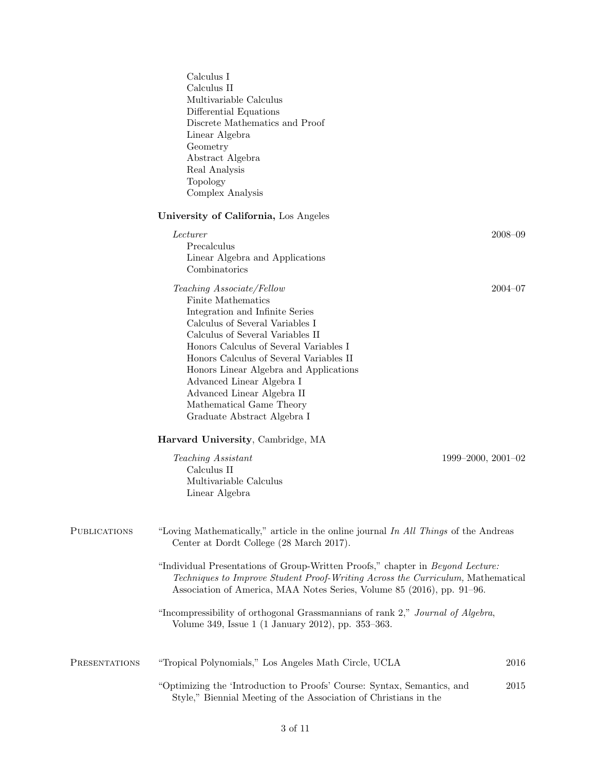Calculus I
Calculus II
Multivariable Calculus
Differential Equations
Discrete Mathematics and Proof
Linear Algebra
Geometry
Abstract Algebra
Real Analysis
Topology
Complex Analysis

**University of California,** Los Angeles

*Lecturer* — 2008–09

- Precalculus
- Linear Algebra and Applications
- Combinatorics

*Teaching Associate/Fellow* — 2004–07

- Finite Mathematics
- Integration and Infinite Series
- Calculus of Several Variables I
- Calculus of Several Variables II
- Honors Calculus of Several Variables I
- Honors Calculus of Several Variables II
- Honors Linear Algebra and Applications
- Advanced Linear Algebra I
- Advanced Linear Algebra II
- Mathematical Game Theory
- Graduate Abstract Algebra I

**Harvard University**, Cambridge, MA

*Teaching Assistant* — 1999–2000, 2001–02

- Calculus II
- Multivariable Calculus
- Linear Algebra

## Publications

"Loving Mathematically," article in the online journal *In All Things* of the Andreas Center at Dordt College (28 March 2017).

"Individual Presentations of Group-Written Proofs," chapter in *Beyond Lecture: Techniques to Improve Student Proof-Writing Across the Curriculum,* Mathematical Association of America, MAA Notes Series, Volume 85 (2016), pp. 91–96.

"Incompressibility of orthogonal Grassmannians of rank 2," *Journal of Algebra*, Volume 349, Issue 1 (1 January 2012), pp. 353–363.

## Presentations

"Tropical Polynomials," Los Angeles Math Circle, UCLA — 2016

"Optimizing the 'Introduction to Proofs' Course: Syntax, Semantics, and Style," Biennial Meeting of the Association of Christians in the — 2015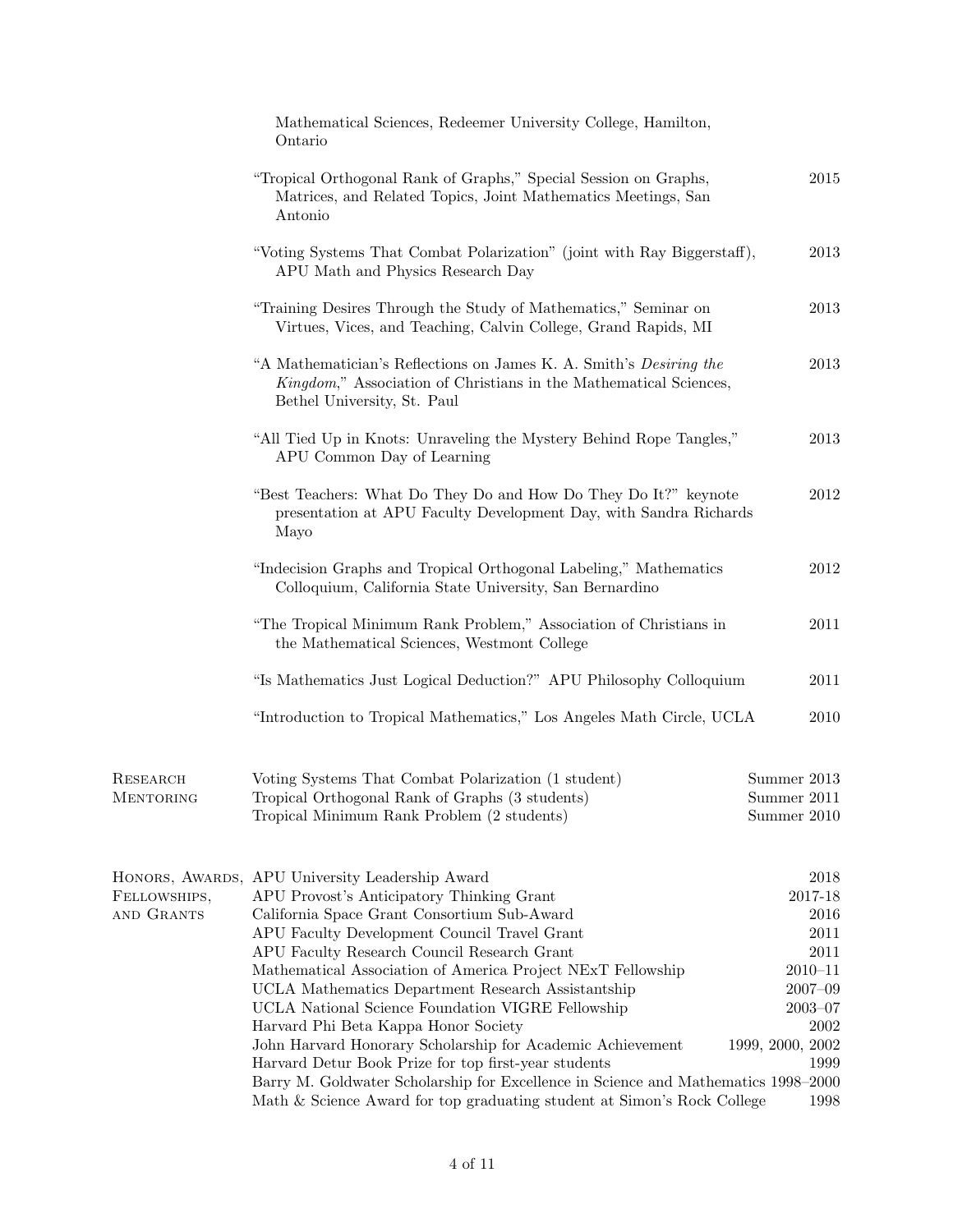Mathematical Sciences, Redeemer University College, Hamilton, Ontario

- "Tropical Orthogonal Rank of Graphs," Special Session on Graphs, Matrices, and Related Topics, Joint Mathematics Meetings, San Antonio — 2015
- "Voting Systems That Combat Polarization" (joint with Ray Biggerstaff), APU Math and Physics Research Day — 2013
- "Training Desires Through the Study of Mathematics," Seminar on Virtues, Vices, and Teaching, Calvin College, Grand Rapids, MI — 2013
- "A Mathematician's Reflections on James K. A. Smith's *Desiring the Kingdom*," Association of Christians in the Mathematical Sciences, Bethel University, St. Paul — 2013
- "All Tied Up in Knots: Unraveling the Mystery Behind Rope Tangles," APU Common Day of Learning — 2013
- "Best Teachers: What Do They Do and How Do They Do It?" keynote presentation at APU Faculty Development Day, with Sandra Richards Mayo — 2012
- "Indecision Graphs and Tropical Orthogonal Labeling," Mathematics Colloquium, California State University, San Bernardino — 2012
- "The Tropical Minimum Rank Problem," Association of Christians in the Mathematical Sciences, Westmont College — 2011
- "Is Mathematics Just Logical Deduction?" APU Philosophy Colloquium — 2011
- "Introduction to Tropical Mathematics," Los Angeles Math Circle, UCLA — 2010

## Research Mentoring

| | |
|---|---|
| Voting Systems That Combat Polarization (1 student) | Summer 2013 |
| Tropical Orthogonal Rank of Graphs (3 students) | Summer 2011 |
| Tropical Minimum Rank Problem (2 students) | Summer 2010 |

## Honors, Awards, Fellowships, and Grants

| | |
|---|---|
| APU University Leadership Award | 2018 |
| APU Provost's Anticipatory Thinking Grant | 2017-18 |
| California Space Grant Consortium Sub-Award | 2016 |
| APU Faculty Development Council Travel Grant | 2011 |
| APU Faculty Research Council Research Grant | 2011 |
| Mathematical Association of America Project NExT Fellowship | 2010–11 |
| UCLA Mathematics Department Research Assistantship | 2007–09 |
| UCLA National Science Foundation VIGRE Fellowship | 2003–07 |
| Harvard Phi Beta Kappa Honor Society | 2002 |
| John Harvard Honorary Scholarship for Academic Achievement | 1999, 2000, 2002 |
| Harvard Detur Book Prize for top first-year students | 1999 |
| Barry M. Goldwater Scholarship for Excellence in Science and Mathematics | 1998–2000 |
| Math & Science Award for top graduating student at Simon's Rock College | 1998 |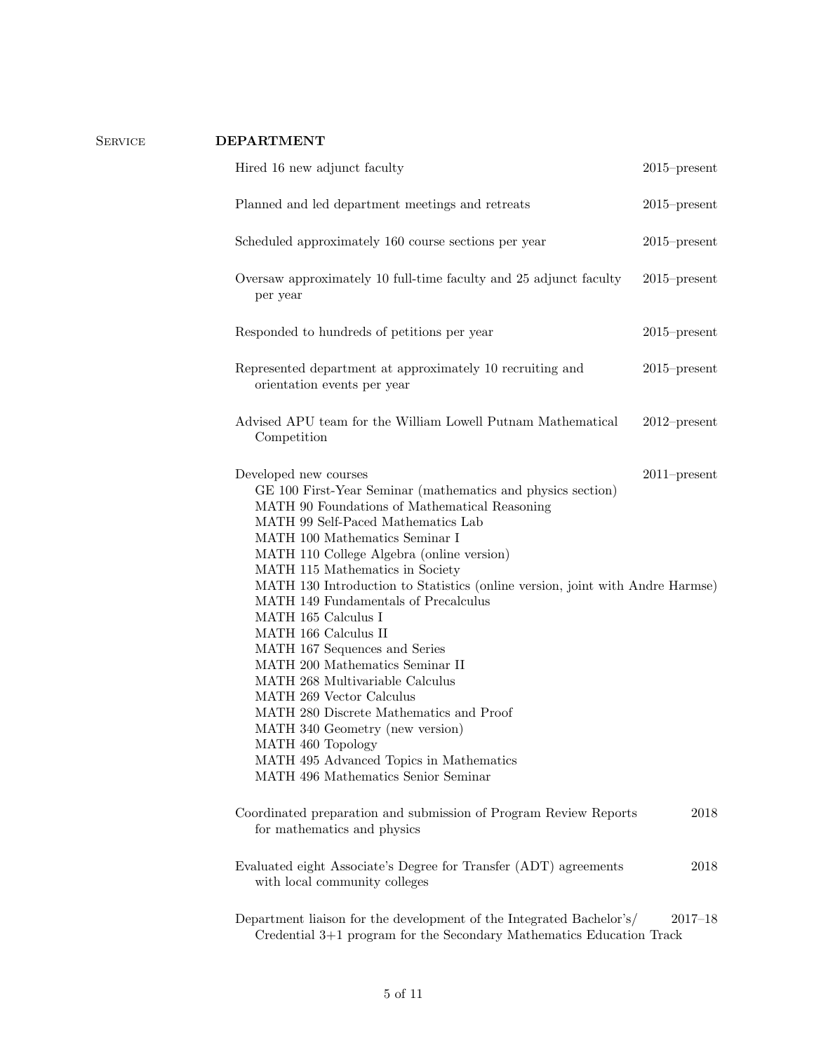## Service

### DEPARTMENT

- Hired 16 new adjunct faculty — 2015–present

- Planned and led department meetings and retreats — 2015–present

- Scheduled approximately 160 course sections per year — 2015–present

- Oversaw approximately 10 full-time faculty and 25 adjunct faculty per year — 2015–present

- Responded to hundreds of petitions per year — 2015–present

- Represented department at approximately 10 recruiting and orientation events per year — 2015–present

- Advised APU team for the William Lowell Putnam Mathematical Competition — 2012–present

- Developed new courses — 2011–present
  - GE 100 First-Year Seminar (mathematics and physics section)
  - MATH 90 Foundations of Mathematical Reasoning
  - MATH 99 Self-Paced Mathematics Lab
  - MATH 100 Mathematics Seminar I
  - MATH 110 College Algebra (online version)
  - MATH 115 Mathematics in Society
  - MATH 130 Introduction to Statistics (online version, joint with Andre Harmse)
  - MATH 149 Fundamentals of Precalculus
  - MATH 165 Calculus I
  - MATH 166 Calculus II
  - MATH 167 Sequences and Series
  - MATH 200 Mathematics Seminar II
  - MATH 268 Multivariable Calculus
  - MATH 269 Vector Calculus
  - MATH 280 Discrete Mathematics and Proof
  - MATH 340 Geometry (new version)
  - MATH 460 Topology
  - MATH 495 Advanced Topics in Mathematics
  - MATH 496 Mathematics Senior Seminar

- Coordinated preparation and submission of Program Review Reports for mathematics and physics — 2018

- Evaluated eight Associate's Degree for Transfer (ADT) agreements with local community colleges — 2018

- Department liaison for the development of the Integrated Bachelor's/Credential 3+1 program for the Secondary Mathematics Education Track — 2017–18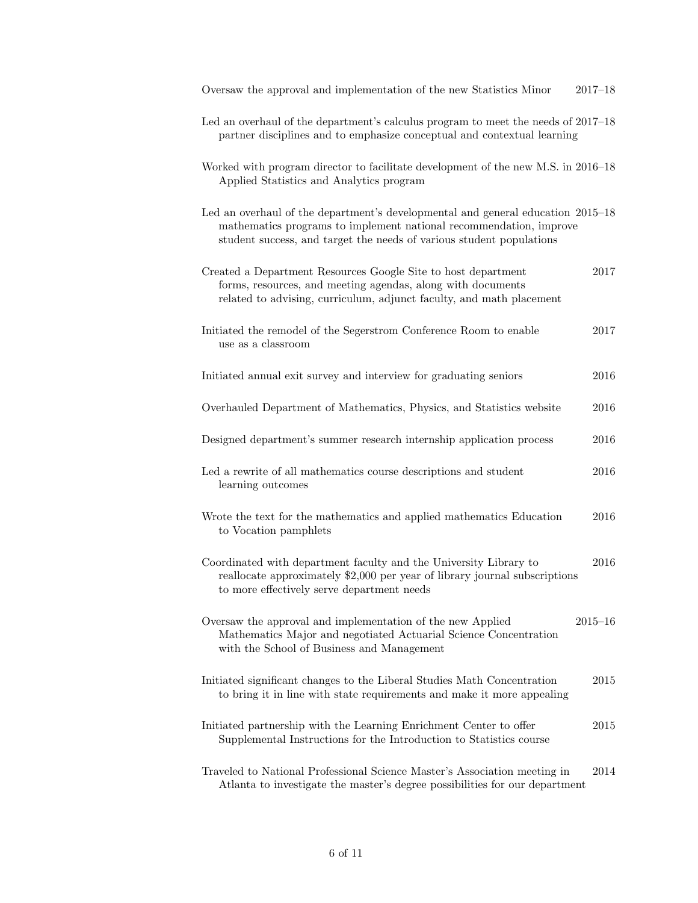Oversaw the approval and implementation of the new Statistics Minor 2017–18

Led an overhaul of the department's calculus program to meet the needs of partner disciplines and to emphasize conceptual and contextual learning 2017–18

Worked with program director to facilitate development of the new M.S. in Applied Statistics and Analytics program 2016–18

Led an overhaul of the department's developmental and general education mathematics programs to implement national recommendation, improve student success, and target the needs of various student populations 2015–18

Created a Department Resources Google Site to host department forms, resources, and meeting agendas, along with documents related to advising, curriculum, adjunct faculty, and math placement 2017

Initiated the remodel of the Segerstrom Conference Room to enable use as a classroom 2017

Initiated annual exit survey and interview for graduating seniors 2016

Overhauled Department of Mathematics, Physics, and Statistics website 2016

Designed department's summer research internship application process 2016

Led a rewrite of all mathematics course descriptions and student learning outcomes 2016

Wrote the text for the mathematics and applied mathematics Education to Vocation pamphlets 2016

Coordinated with department faculty and the University Library to reallocate approximately $2,000 per year of library journal subscriptions to more effectively serve department needs 2016

Oversaw the approval and implementation of the new Applied Mathematics Major and negotiated Actuarial Science Concentration with the School of Business and Management 2015–16

Initiated significant changes to the Liberal Studies Math Concentration to bring it in line with state requirements and make it more appealing 2015

Initiated partnership with the Learning Enrichment Center to offer Supplemental Instructions for the Introduction to Statistics course 2015

Traveled to National Professional Science Master's Association meeting in Atlanta to investigate the master's degree possibilities for our department 2014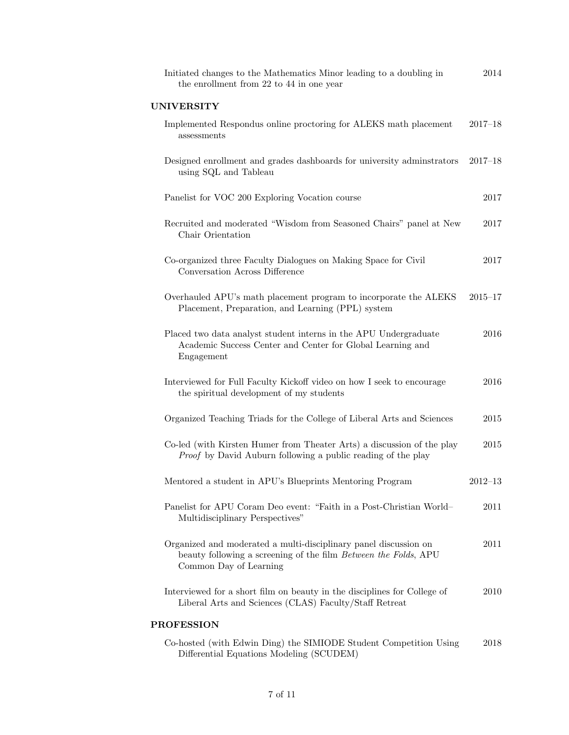Initiated changes to the Mathematics Minor leading to a doubling in the enrollment from 22 to 44 in one year — 2014

### UNIVERSITY

Implemented Respondus online proctoring for ALEKS math placement assessments — 2017–18

Designed enrollment and grades dashboards for university adminstrators using SQL and Tableau — 2017–18

Panelist for VOC 200 Exploring Vocation course — 2017

Recruited and moderated "Wisdom from Seasoned Chairs" panel at New Chair Orientation — 2017

Co-organized three Faculty Dialogues on Making Space for Civil Conversation Across Difference — 2017

Overhauled APU's math placement program to incorporate the ALEKS Placement, Preparation, and Learning (PPL) system — 2015–17

Placed two data analyst student interns in the APU Undergraduate Academic Success Center and Center for Global Learning and Engagement — 2016

Interviewed for Full Faculty Kickoff video on how I seek to encourage the spiritual development of my students — 2016

Organized Teaching Triads for the College of Liberal Arts and Sciences — 2015

Co-led (with Kirsten Humer from Theater Arts) a discussion of the play *Proof* by David Auburn following a public reading of the play — 2015

Mentored a student in APU's Blueprints Mentoring Program — 2012–13

Panelist for APU Coram Deo event: "Faith in a Post-Christian World–Multidisciplinary Perspectives" — 2011

Organized and moderated a multi-disciplinary panel discussion on beauty following a screening of the film *Between the Folds*, APU Common Day of Learning — 2011

Interviewed for a short film on beauty in the disciplines for College of Liberal Arts and Sciences (CLAS) Faculty/Staff Retreat — 2010

### PROFESSION

Co-hosted (with Edwin Ding) the SIMIODE Student Competition Using Differential Equations Modeling (SCUDEM) — 2018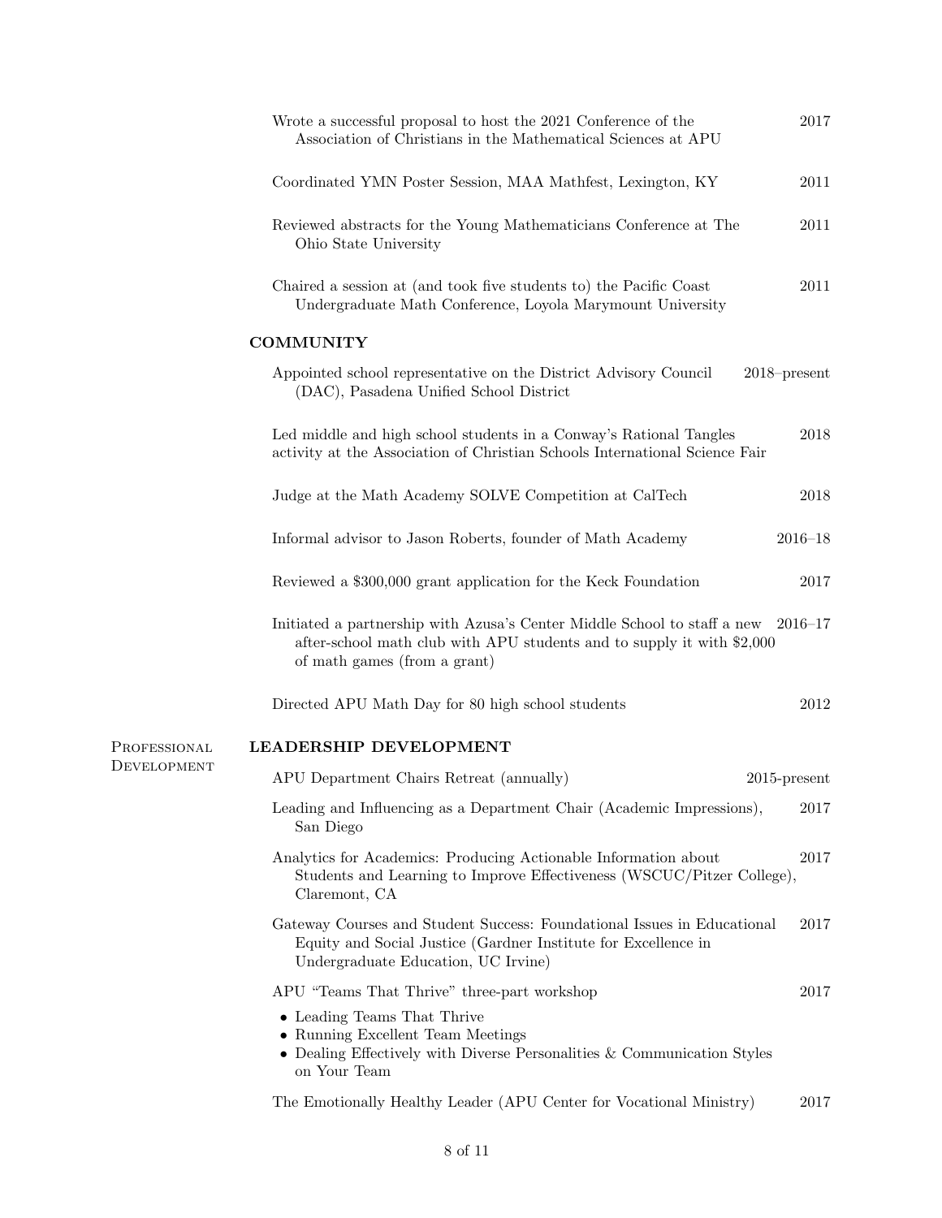Wrote a successful proposal to host the 2021 Conference of the Association of Christians in the Mathematical Sciences at APU — 2017

Coordinated YMN Poster Session, MAA Mathfest, Lexington, KY — 2011

Reviewed abstracts for the Young Mathematicians Conference at The Ohio State University — 2011

Chaired a session at (and took five students to) the Pacific Coast Undergraduate Math Conference, Loyola Marymount University — 2011

### COMMUNITY

Appointed school representative on the District Advisory Council (DAC), Pasadena Unified School District — 2018–present

Led middle and high school students in a Conway's Rational Tangles activity at the Association of Christian Schools International Science Fair — 2018

Judge at the Math Academy SOLVE Competition at CalTech — 2018

Informal advisor to Jason Roberts, founder of Math Academy — 2016–18

Reviewed a $300,000 grant application for the Keck Foundation — 2017

Initiated a partnership with Azusa's Center Middle School to staff a new after-school math club with APU students and to supply it with $2,000 of math games (from a grant) — 2016–17

Directed APU Math Day for 80 high school students — 2012

## Professional Development

### LEADERSHIP DEVELOPMENT

APU Department Chairs Retreat (annually) — 2015-present

Leading and Influencing as a Department Chair (Academic Impressions), San Diego — 2017

Analytics for Academics: Producing Actionable Information about Students and Learning to Improve Effectiveness (WSCUC/Pitzer College), Claremont, CA — 2017

Gateway Courses and Student Success: Foundational Issues in Educational Equity and Social Justice (Gardner Institute for Excellence in Undergraduate Education, UC Irvine) — 2017

APU "Teams That Thrive" three-part workshop — 2017

- Leading Teams That Thrive
- Running Excellent Team Meetings
- Dealing Effectively with Diverse Personalities & Communication Styles on Your Team

The Emotionally Healthy Leader (APU Center for Vocational Ministry) — 2017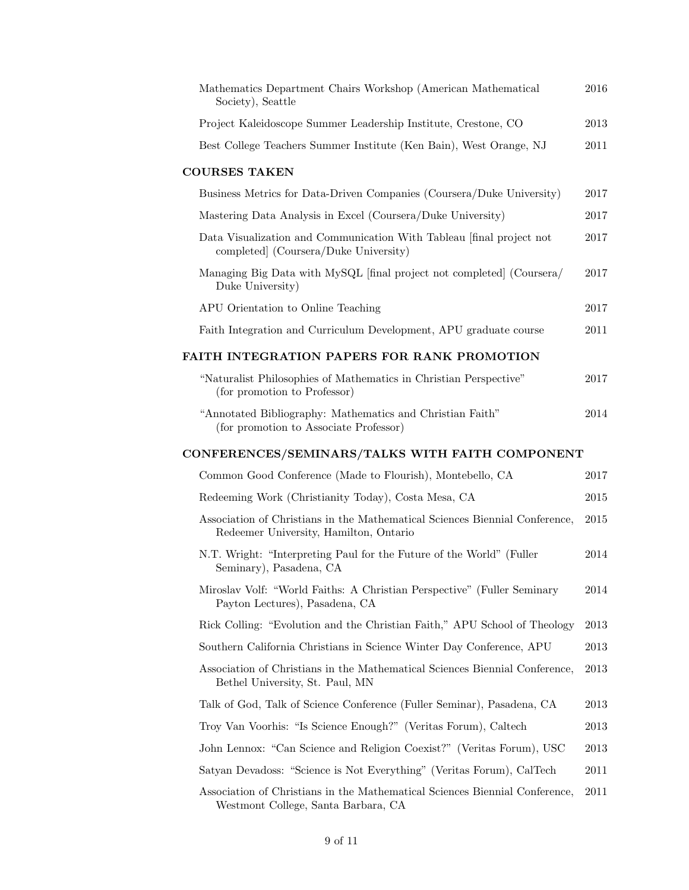- Mathematics Department Chairs Workshop (American Mathematical Society), Seattle — 2016
- Project Kaleidoscope Summer Leadership Institute, Crestone, CO — 2013
- Best College Teachers Summer Institute (Ken Bain), West Orange, NJ — 2011

## COURSES TAKEN

- Business Metrics for Data-Driven Companies (Coursera/Duke University) — 2017
- Mastering Data Analysis in Excel (Coursera/Duke University) — 2017
- Data Visualization and Communication With Tableau [final project not completed] (Coursera/Duke University) — 2017
- Managing Big Data with MySQL [final project not completed] (Coursera/Duke University) — 2017
- APU Orientation to Online Teaching — 2017
- Faith Integration and Curriculum Development, APU graduate course — 2011

## FAITH INTEGRATION PAPERS FOR RANK PROMOTION

- "Naturalist Philosophies of Mathematics in Christian Perspective" (for promotion to Professor) — 2017
- "Annotated Bibliography: Mathematics and Christian Faith" (for promotion to Associate Professor) — 2014

## CONFERENCES/SEMINARS/TALKS WITH FAITH COMPONENT

- Common Good Conference (Made to Flourish), Montebello, CA — 2017
- Redeeming Work (Christianity Today), Costa Mesa, CA — 2015
- Association of Christians in the Mathematical Sciences Biennial Conference, Redeemer University, Hamilton, Ontario — 2015
- N.T. Wright: "Interpreting Paul for the Future of the World" (Fuller Seminary), Pasadena, CA — 2014
- Miroslav Volf: "World Faiths: A Christian Perspective" (Fuller Seminary Payton Lectures), Pasadena, CA — 2014
- Rick Colling: "Evolution and the Christian Faith," APU School of Theology — 2013
- Southern California Christians in Science Winter Day Conference, APU — 2013
- Association of Christians in the Mathematical Sciences Biennial Conference, Bethel University, St. Paul, MN — 2013
- Talk of God, Talk of Science Conference (Fuller Seminar), Pasadena, CA — 2013
- Troy Van Voorhis: "Is Science Enough?" (Veritas Forum), Caltech — 2013
- John Lennox: "Can Science and Religion Coexist?" (Veritas Forum), USC — 2013
- Satyan Devadoss: "Science is Not Everything" (Veritas Forum), CalTech — 2011
- Association of Christians in the Mathematical Sciences Biennial Conference, Westmont College, Santa Barbara, CA — 2011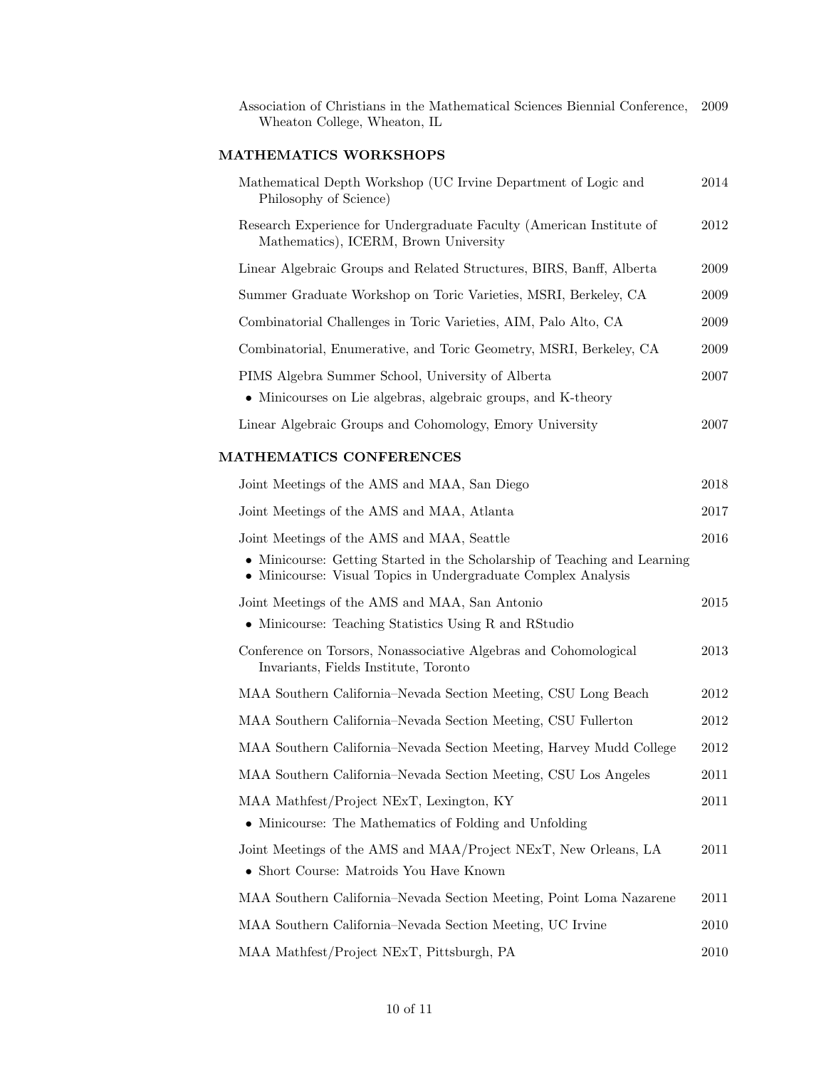Association of Christians in the Mathematical Sciences Biennial Conference, Wheaton College, Wheaton, IL — 2009

## MATHEMATICS WORKSHOPS

Mathematical Depth Workshop (UC Irvine Department of Logic and Philosophy of Science) — 2014

Research Experience for Undergraduate Faculty (American Institute of Mathematics), ICERM, Brown University — 2012

Linear Algebraic Groups and Related Structures, BIRS, Banff, Alberta — 2009

Summer Graduate Workshop on Toric Varieties, MSRI, Berkeley, CA — 2009

Combinatorial Challenges in Toric Varieties, AIM, Palo Alto, CA — 2009

Combinatorial, Enumerative, and Toric Geometry, MSRI, Berkeley, CA — 2009

PIMS Algebra Summer School, University of Alberta — 2007

- Minicourses on Lie algebras, algebraic groups, and K-theory

Linear Algebraic Groups and Cohomology, Emory University — 2007

## MATHEMATICS CONFERENCES

Joint Meetings of the AMS and MAA, San Diego — 2018

Joint Meetings of the AMS and MAA, Atlanta — 2017

Joint Meetings of the AMS and MAA, Seattle — 2016

- Minicourse: Getting Started in the Scholarship of Teaching and Learning
- Minicourse: Visual Topics in Undergraduate Complex Analysis

Joint Meetings of the AMS and MAA, San Antonio — 2015

- Minicourse: Teaching Statistics Using R and RStudio

Conference on Torsors, Nonassociative Algebras and Cohomological Invariants, Fields Institute, Toronto — 2013

MAA Southern California–Nevada Section Meeting, CSU Long Beach — 2012

MAA Southern California–Nevada Section Meeting, CSU Fullerton — 2012

MAA Southern California–Nevada Section Meeting, Harvey Mudd College — 2012

MAA Southern California–Nevada Section Meeting, CSU Los Angeles — 2011

MAA Mathfest/Project NExT, Lexington, KY — 2011

- Minicourse: The Mathematics of Folding and Unfolding

Joint Meetings of the AMS and MAA/Project NExT, New Orleans, LA — 2011

- Short Course: Matroids You Have Known

MAA Southern California–Nevada Section Meeting, Point Loma Nazarene — 2011

MAA Southern California–Nevada Section Meeting, UC Irvine — 2010

MAA Mathfest/Project NExT, Pittsburgh, PA — 2010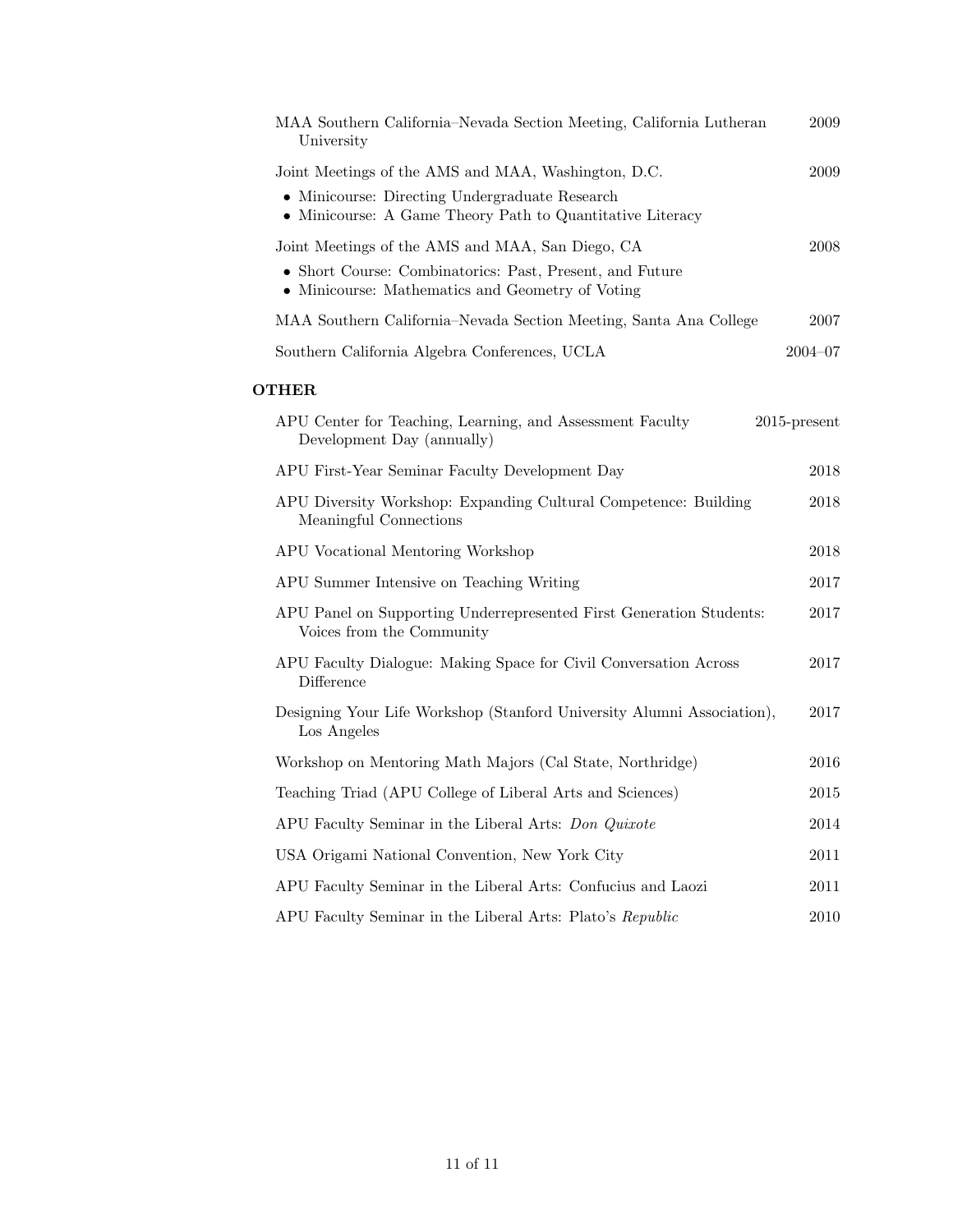MAA Southern California–Nevada Section Meeting, California Lutheran University — 2009

Joint Meetings of the AMS and MAA, Washington, D.C. — 2009

- Minicourse: Directing Undergraduate Research
- Minicourse: A Game Theory Path to Quantitative Literacy

Joint Meetings of the AMS and MAA, San Diego, CA — 2008

- Short Course: Combinatorics: Past, Present, and Future
- Minicourse: Mathematics and Geometry of Voting

MAA Southern California–Nevada Section Meeting, Santa Ana College — 2007

Southern California Algebra Conferences, UCLA — 2004–07

## OTHER

APU Center for Teaching, Learning, and Assessment Faculty Development Day (annually) — 2015-present

APU First-Year Seminar Faculty Development Day — 2018

APU Diversity Workshop: Expanding Cultural Competence: Building Meaningful Connections — 2018

APU Vocational Mentoring Workshop — 2018

APU Summer Intensive on Teaching Writing — 2017

APU Panel on Supporting Underrepresented First Generation Students: Voices from the Community — 2017

APU Faculty Dialogue: Making Space for Civil Conversation Across Difference — 2017

Designing Your Life Workshop (Stanford University Alumni Association), Los Angeles — 2017

Workshop on Mentoring Math Majors (Cal State, Northridge) — 2016

Teaching Triad (APU College of Liberal Arts and Sciences) — 2015

APU Faculty Seminar in the Liberal Arts: *Don Quixote* — 2014

USA Origami National Convention, New York City — 2011

APU Faculty Seminar in the Liberal Arts: Confucius and Laozi — 2011

APU Faculty Seminar in the Liberal Arts: Plato's *Republic* — 2010